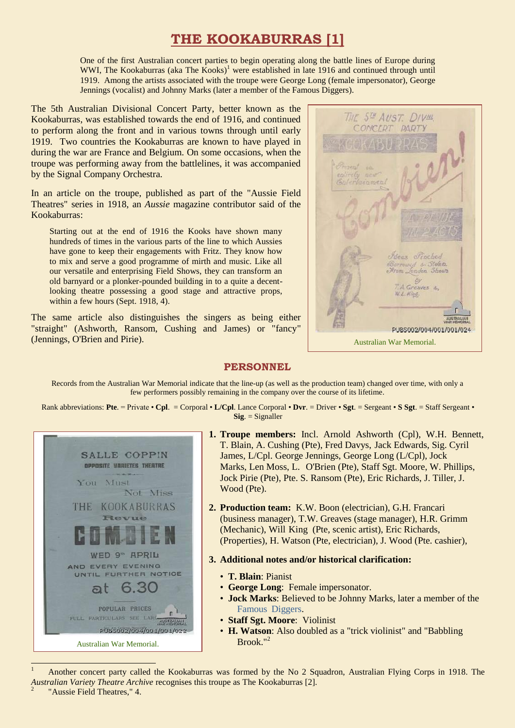# THE KOOKABURRAS [1]

One of the first Australian concert parties to begin operating along the battle lines of Europe during WWI, The Kookaburras (aka The Kooks)[1] were established in late 1916 and continued through until 1919. Among the artists associated with the troupe were George Long (female impersonator), George Jennings (vocalist) and Johnny Marks (later a member of the Famous Diggers).

The 5th Australian Divisional Concert Party, better known as the Kookaburras, was established towards the end of 1916, and continued to perform along the front and in various towns through until early 1919. Two countries the Kookaburras are known to have played in during the war are France and Belgium. On some occasions, when the troupe was performing away from the battlelines, it was accompanied by the Signal Company Orchestra.

In an article on the troupe, published as part of the "Aussie Field Theatres" series in 1918, an *Aussie* magazine contributor said of the Kookaburras:

> Starting out at the end of 1916 the Kooks have shown many hundreds of times in the various parts of the line to which Aussies have gone to keep their engagements with Fritz. They know how to mix and serve a good programme of mirth and music. Like all our versatile and enterprising Field Shows, they can transform an old barnyard or a plonker-pounded building in to a quite a decent-looking theatre possessing a good stage and attractive props, within a few hours (Sept. 1918, 4).

The same article also distinguishes the singers as being either "straight" (Ashworth, Ransom, Cushing and James) or "fancy" (Jennings, O'Brien and Pirie).

Australian War Memorial.

## PERSONNEL

Records from the Australian War Memorial indicate that the line-up (as well as the production team) changed over time, with only a few performers possibly remaining in the company over the course of its lifetime.

Rank abbreviations: **Pte**. = Private • **Cpl**. = Corporal • **L/Cpl**. Lance Corporal • **Dvr**. = Driver • **Sgt**. = Sergeant • **S Sgt**. = Staff Sergeant • **Sig**. = Signaller

Australian War Memorial.

1. **Troupe members:** Incl. Arnold Ashworth (Cpl), W.H. Bennett, T. Blain, A. Cushing (Pte), Fred Davys, Jack Edwards, Sig. Cyril James, L/Cpl. George Jennings, George Long (L/Cpl), Jock Marks, Len Moss, L. O'Brien (Pte), Staff Sgt. Moore, W. Phillips, Jock Pirie (Pte), Pte. S. Ransom (Pte), Eric Richards, J. Tiller, J. Wood (Pte).

2. **Production team:** K.W. Boon (electrician), G.H. Francari (business manager), T.W. Greaves (stage manager), H.R. Grimm (Mechanic), Will King (Pte, scenic artist), Eric Richards, (Properties), H. Watson (Pte, electrician), J. Wood (Pte. cashier),

3. **Additional notes and/or historical clarification:**
   - **T. Blain**: Pianist
   - **George Long**: Female impersonator.
   - **Jock Marks**: Believed to be Johnny Marks, later a member of the Famous Diggers.
   - **Staff Sgt. Moore**: Violinist
   - **H. Watson**: Also doubled as a "trick violinist" and "Babbling Brook."[2]

---

[1] Another concert party called the Kookaburras was formed by the No 2 Squadron, Australian Flying Corps in 1918. The *Australian Variety Theatre Archive* recognises this troupe as The Kookaburras [2].

[2] "Aussie Field Theatres," 4.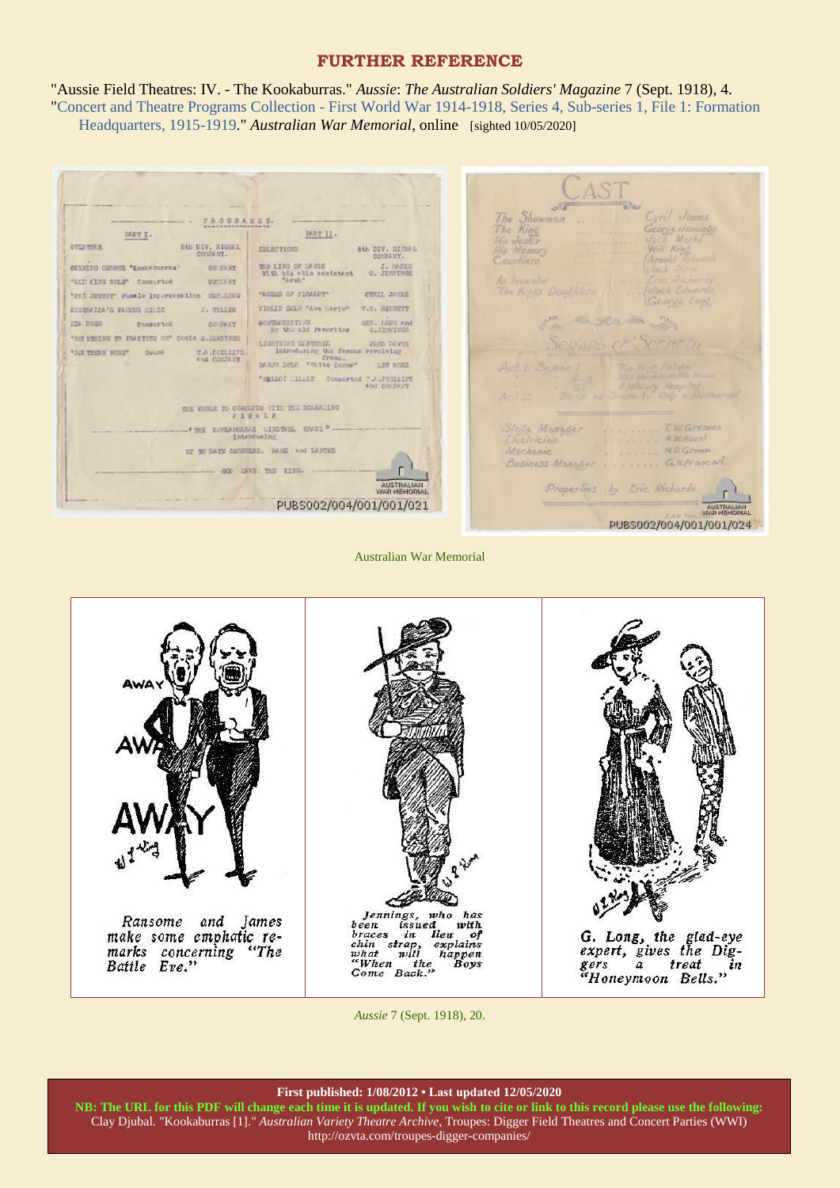## FURTHER REFERENCE

"Aussie Field Theatres: IV. - The Kookaburras." *Aussie*: *The Australian Soldiers' Magazine* 7 (Sept. 1918), 4.

"Concert and Theatre Programs Collection - First World War 1914-1918, Series 4, Sub-series 1, File 1: Formation Headquarters, 1915-1919." *Australian War Memorial*, online [sighted 10/05/2020]

Australian War Memorial

Ransome and James make some emphatic remarks concerning "The Battle Eve."

Jennings, who has been issued with braces in lieu of chin strap, explains what will happen "When the Boys Come Back."

G. Long, the glad-eye expert, gives the Diggers a treat in "Honeymoon Bells."

*Aussie* 7 (Sept. 1918), 20.

**First published: 1/08/2012 • Last updated 12/05/2020**

**NB: The URL for this PDF will change each time it is updated. If you wish to cite or link to this record please use the following:**
Clay Djubal. "Kookaburras [1]." *Australian Variety Theatre Archive*, Troupes: Digger Field Theatres and Concert Parties (WWI)
http://ozvta.com/troupes-digger-companies/